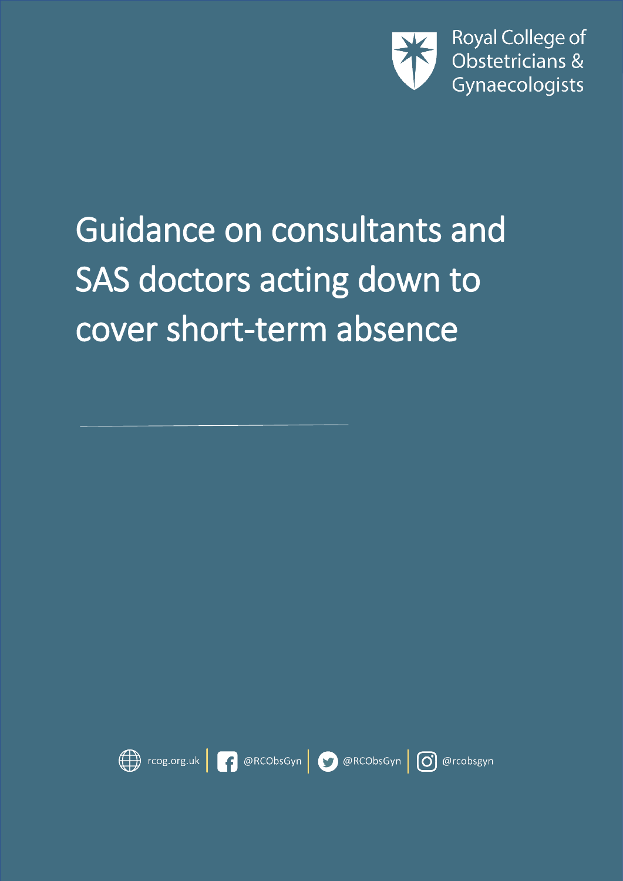Royal College of Obstetricians & Gynaecologists

# Guidance on consultants and SAS doctors acting down to cover short-term absence

rcog.org.uk | @RCObsGyn | @RCObsGyn | @rcobsgyn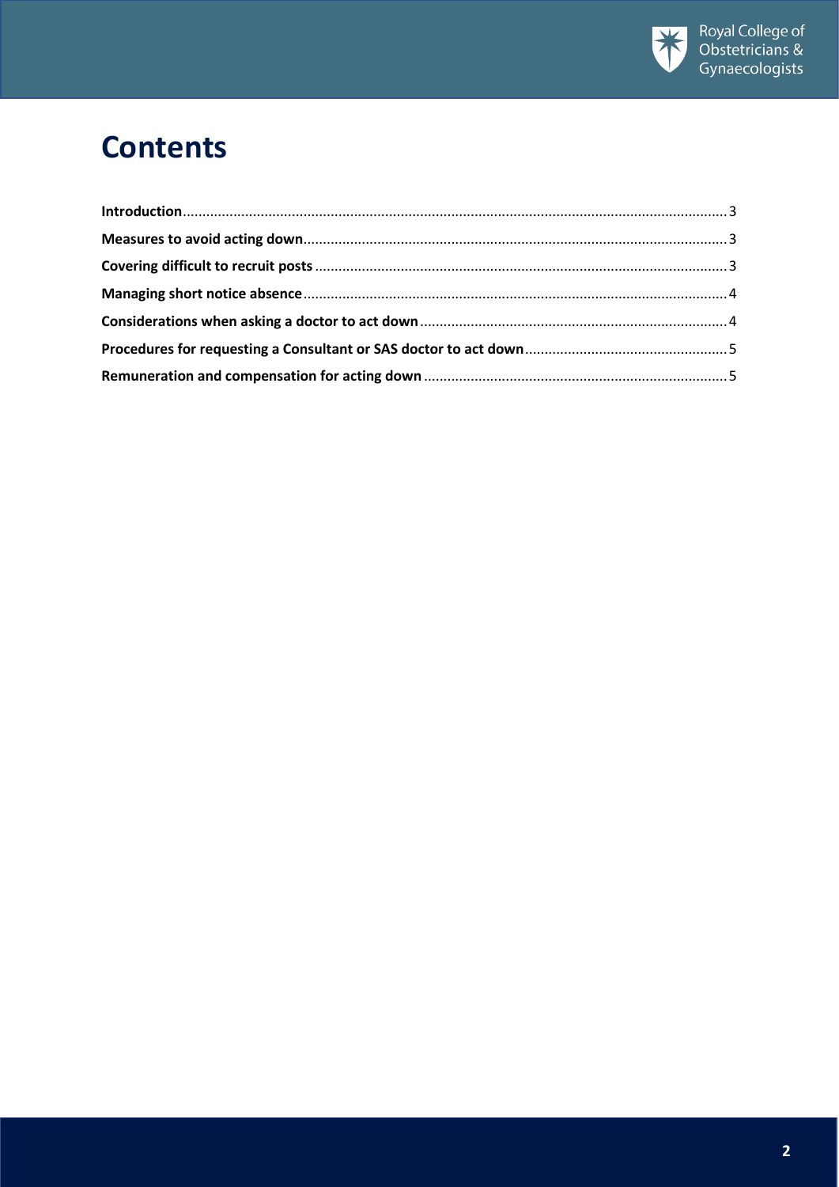# Contents

| | |
|---|---|
| **Introduction** | 3 |
| **Measures to avoid acting down** | 3 |
| **Covering difficult to recruit posts** | 3 |
| **Managing short notice absence** | 4 |
| **Considerations when asking a doctor to act down** | 4 |
| **Procedures for requesting a Consultant or SAS doctor to act down** | 5 |
| **Remuneration and compensation for acting down** | 5 |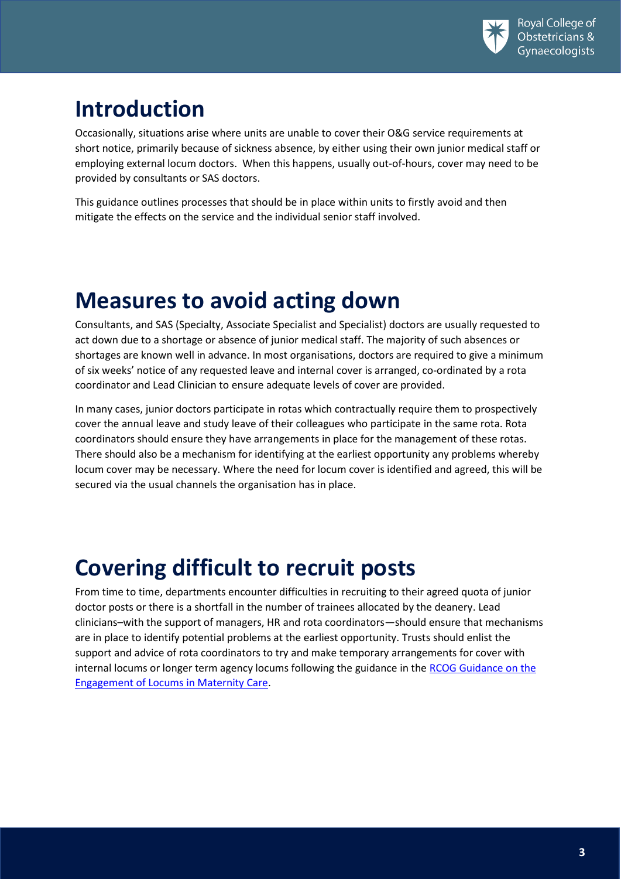# Introduction

Occasionally, situations arise where units are unable to cover their O&G service requirements at short notice, primarily because of sickness absence, by either using their own junior medical staff or employing external locum doctors. When this happens, usually out-of-hours, cover may need to be provided by consultants or SAS doctors.

This guidance outlines processes that should be in place within units to firstly avoid and then mitigate the effects on the service and the individual senior staff involved.

# Measures to avoid acting down

Consultants, and SAS (Specialty, Associate Specialist and Specialist) doctors are usually requested to act down due to a shortage or absence of junior medical staff. The majority of such absences or shortages are known well in advance. In most organisations, doctors are required to give a minimum of six weeks' notice of any requested leave and internal cover is arranged, co-ordinated by a rota coordinator and Lead Clinician to ensure adequate levels of cover are provided.

In many cases, junior doctors participate in rotas which contractually require them to prospectively cover the annual leave and study leave of their colleagues who participate in the same rota. Rota coordinators should ensure they have arrangements in place for the management of these rotas. There should also be a mechanism for identifying at the earliest opportunity any problems whereby locum cover may be necessary. Where the need for locum cover is identified and agreed, this will be secured via the usual channels the organisation has in place.

# Covering difficult to recruit posts

From time to time, departments encounter difficulties in recruiting to their agreed quota of junior doctor posts or there is a shortfall in the number of trainees allocated by the deanery. Lead clinicians–with the support of managers, HR and rota coordinators—should ensure that mechanisms are in place to identify potential problems at the earliest opportunity. Trusts should enlist the support and advice of rota coordinators to try and make temporary arrangements for cover with internal locums or longer term agency locums following the guidance in the RCOG Guidance on the Engagement of Locums in Maternity Care.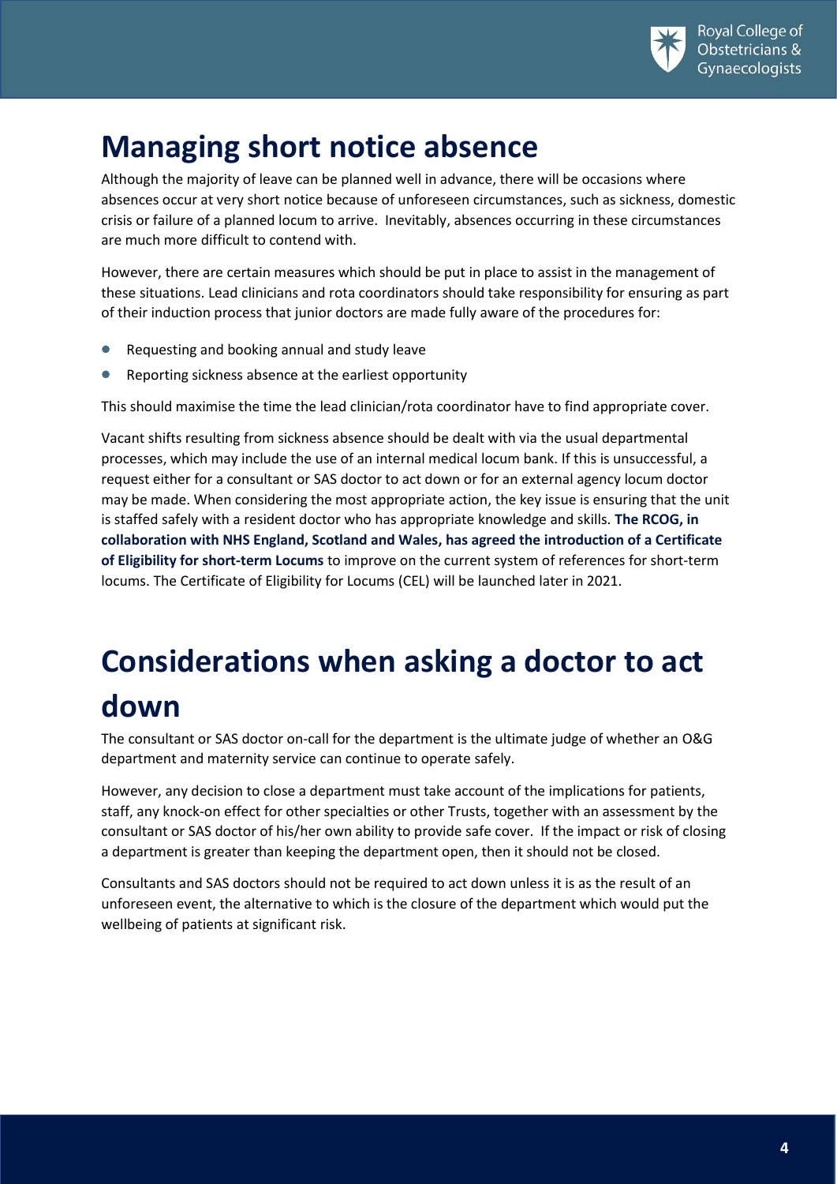# Managing short notice absence

Although the majority of leave can be planned well in advance, there will be occasions where absences occur at very short notice because of unforeseen circumstances, such as sickness, domestic crisis or failure of a planned locum to arrive. Inevitably, absences occurring in these circumstances are much more difficult to contend with.

However, there are certain measures which should be put in place to assist in the management of these situations. Lead clinicians and rota coordinators should take responsibility for ensuring as part of their induction process that junior doctors are made fully aware of the procedures for:

- Requesting and booking annual and study leave
- Reporting sickness absence at the earliest opportunity

This should maximise the time the lead clinician/rota coordinator have to find appropriate cover.

Vacant shifts resulting from sickness absence should be dealt with via the usual departmental processes, which may include the use of an internal medical locum bank. If this is unsuccessful, a request either for a consultant or SAS doctor to act down or for an external agency locum doctor may be made. When considering the most appropriate action, the key issue is ensuring that the unit is staffed safely with a resident doctor who has appropriate knowledge and skills. **The RCOG, in collaboration with NHS England, Scotland and Wales, has agreed the introduction of a Certificate of Eligibility for short-term Locums** to improve on the current system of references for short-term locums. The Certificate of Eligibility for Locums (CEL) will be launched later in 2021.

# Considerations when asking a doctor to act down

The consultant or SAS doctor on-call for the department is the ultimate judge of whether an O&G department and maternity service can continue to operate safely.

However, any decision to close a department must take account of the implications for patients, staff, any knock-on effect for other specialties or other Trusts, together with an assessment by the consultant or SAS doctor of his/her own ability to provide safe cover. If the impact or risk of closing a department is greater than keeping the department open, then it should not be closed.

Consultants and SAS doctors should not be required to act down unless it is as the result of an unforeseen event, the alternative to which is the closure of the department which would put the wellbeing of patients at significant risk.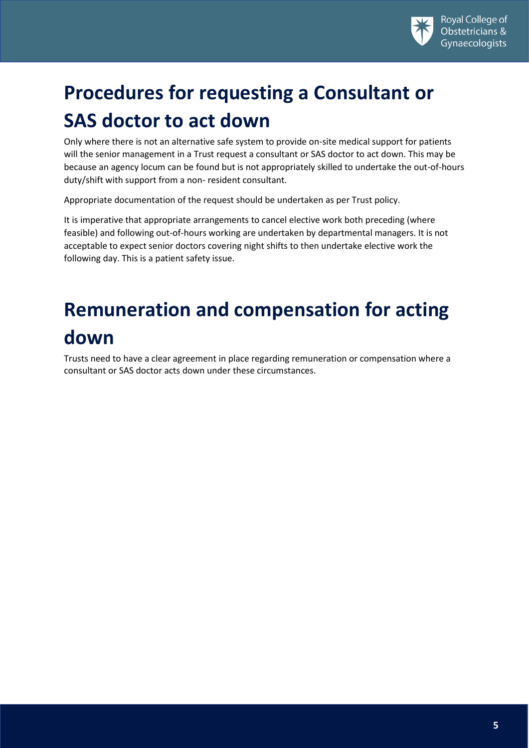# Procedures for requesting a Consultant or SAS doctor to act down

Only where there is not an alternative safe system to provide on-site medical support for patients will the senior management in a Trust request a consultant or SAS doctor to act down. This may be because an agency locum can be found but is not appropriately skilled to undertake the out-of-hours duty/shift with support from a non- resident consultant.

Appropriate documentation of the request should be undertaken as per Trust policy.

It is imperative that appropriate arrangements to cancel elective work both preceding (where feasible) and following out-of-hours working are undertaken by departmental managers. It is not acceptable to expect senior doctors covering night shifts to then undertake elective work the following day. This is a patient safety issue.

# Remuneration and compensation for acting down

Trusts need to have a clear agreement in place regarding remuneration or compensation where a consultant or SAS doctor acts down under these circumstances.